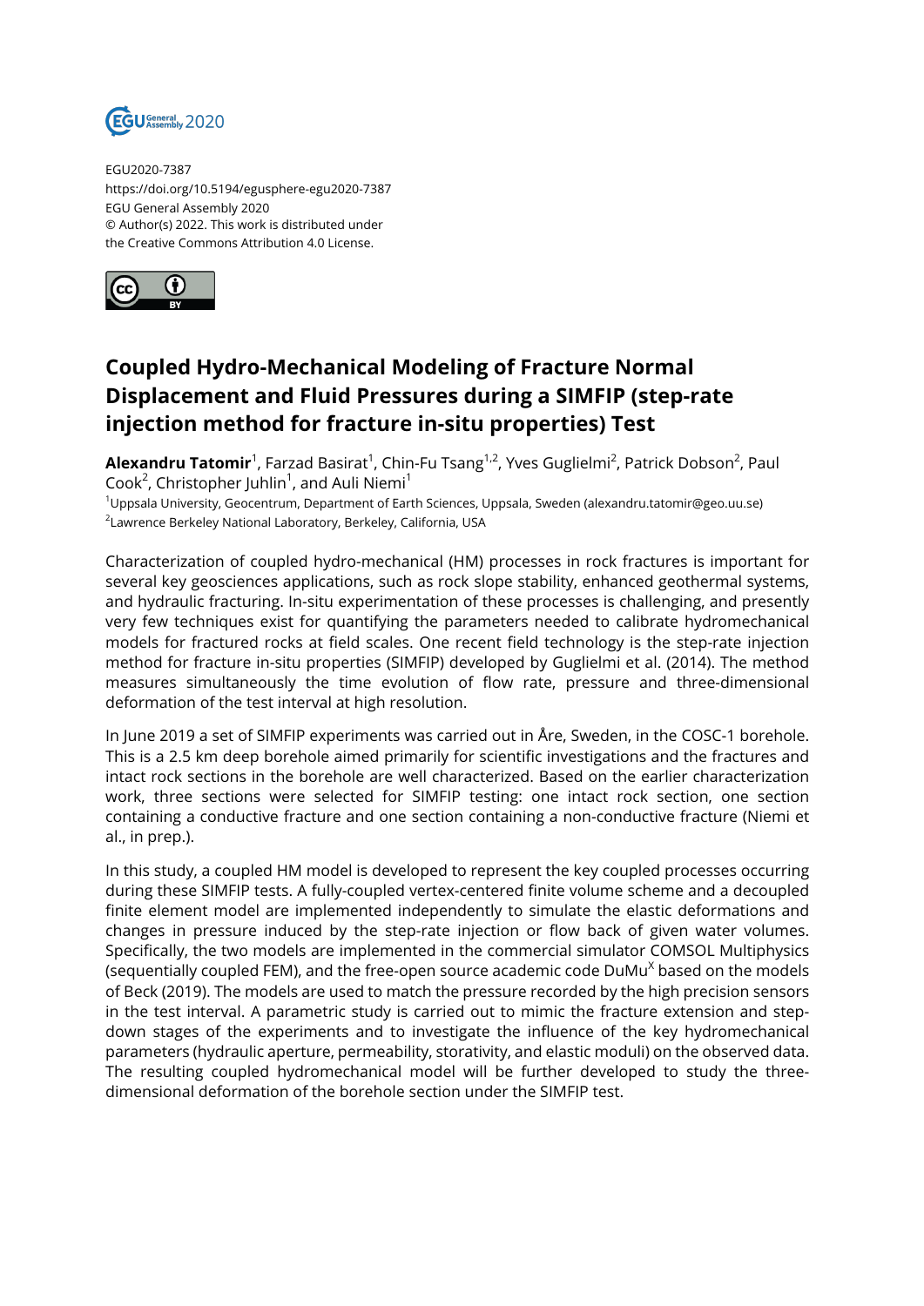EGU2020-7387
https://doi.org/10.5194/egusphere-egu2020-7387
EGU General Assembly 2020
© Author(s) 2022. This work is distributed under
the Creative Commons Attribution 4.0 License.

# Coupled Hydro-Mechanical Modeling of Fracture Normal Displacement and Fluid Pressures during a SIMFIP (step-rate injection method for fracture in-situ properties) Test

**Alexandru Tatomir**[1], Farzad Basirat[1], Chin-Fu Tsang[1,2], Yves Guglielmi[2], Patrick Dobson[2], Paul Cook[2], Christopher Juhlin[1], and Auli Niemi[1]

[1]Uppsala University, Geocentrum, Department of Earth Sciences, Uppsala, Sweden (alexandru.tatomir@geo.uu.se)
[2]Lawrence Berkeley National Laboratory, Berkeley, California, USA

Characterization of coupled hydro-mechanical (HM) processes in rock fractures is important for several key geosciences applications, such as rock slope stability, enhanced geothermal systems, and hydraulic fracturing. In-situ experimentation of these processes is challenging, and presently very few techniques exist for quantifying the parameters needed to calibrate hydromechanical models for fractured rocks at field scales. One recent field technology is the step-rate injection method for fracture in-situ properties (SIMFIP) developed by Guglielmi et al. (2014). The method measures simultaneously the time evolution of flow rate, pressure and three-dimensional deformation of the test interval at high resolution.

In June 2019 a set of SIMFIP experiments was carried out in Åre, Sweden, in the COSC-1 borehole. This is a 2.5 km deep borehole aimed primarily for scientific investigations and the fractures and intact rock sections in the borehole are well characterized. Based on the earlier characterization work, three sections were selected for SIMFIP testing: one intact rock section, one section containing a conductive fracture and one section containing a non-conductive fracture (Niemi et al., in prep.).

In this study, a coupled HM model is developed to represent the key coupled processes occurring during these SIMFIP tests. A fully-coupled vertex-centered finite volume scheme and a decoupled finite element model are implemented independently to simulate the elastic deformations and changes in pressure induced by the step-rate injection or flow back of given water volumes. Specifically, the two models are implemented in the commercial simulator COMSOL Multiphysics (sequentially coupled FEM), and the free-open source academic code DuMu$^{X}$ based on the models of Beck (2019). The models are used to match the pressure recorded by the high precision sensors in the test interval. A parametric study is carried out to mimic the fracture extension and step-down stages of the experiments and to investigate the influence of the key hydromechanical parameters (hydraulic aperture, permeability, storativity, and elastic moduli) on the observed data. The resulting coupled hydromechanical model will be further developed to study the three-dimensional deformation of the borehole section under the SIMFIP test.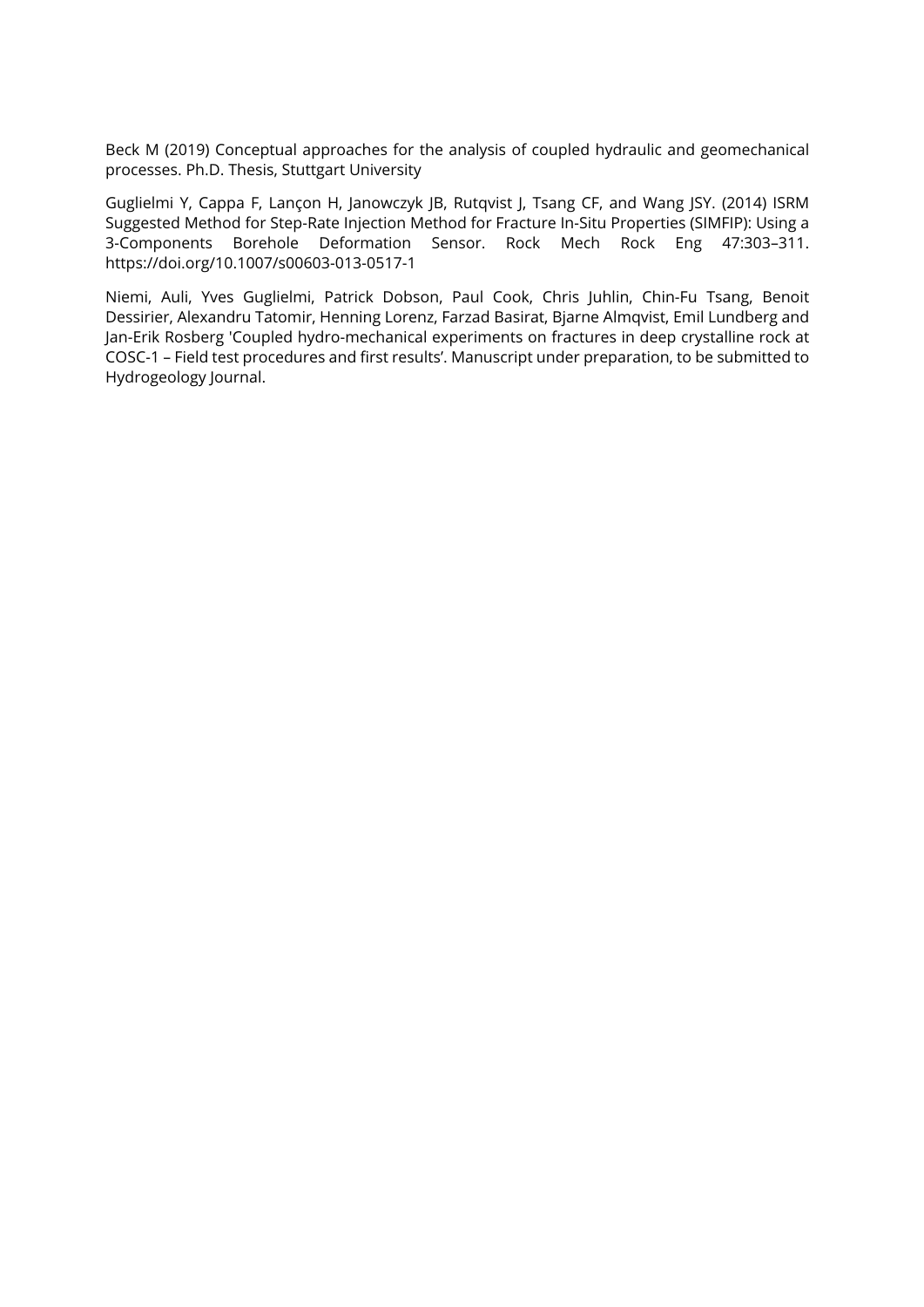Beck M (2019) Conceptual approaches for the analysis of coupled hydraulic and geomechanical processes. Ph.D. Thesis, Stuttgart University

Guglielmi Y, Cappa F, Lançon H, Janowczyk JB, Rutqvist J, Tsang CF, and Wang JSY. (2014) ISRM Suggested Method for Step-Rate Injection Method for Fracture In-Situ Properties (SIMFIP): Using a 3-Components Borehole Deformation Sensor. Rock Mech Rock Eng 47:303–311. https://doi.org/10.1007/s00603-013-0517-1

Niemi, Auli, Yves Guglielmi, Patrick Dobson, Paul Cook, Chris Juhlin, Chin-Fu Tsang, Benoit Dessirier, Alexandru Tatomir, Henning Lorenz, Farzad Basirat, Bjarne Almqvist, Emil Lundberg and Jan-Erik Rosberg 'Coupled hydro-mechanical experiments on fractures in deep crystalline rock at COSC-1 – Field test procedures and first results'. Manuscript under preparation, to be submitted to Hydrogeology Journal.